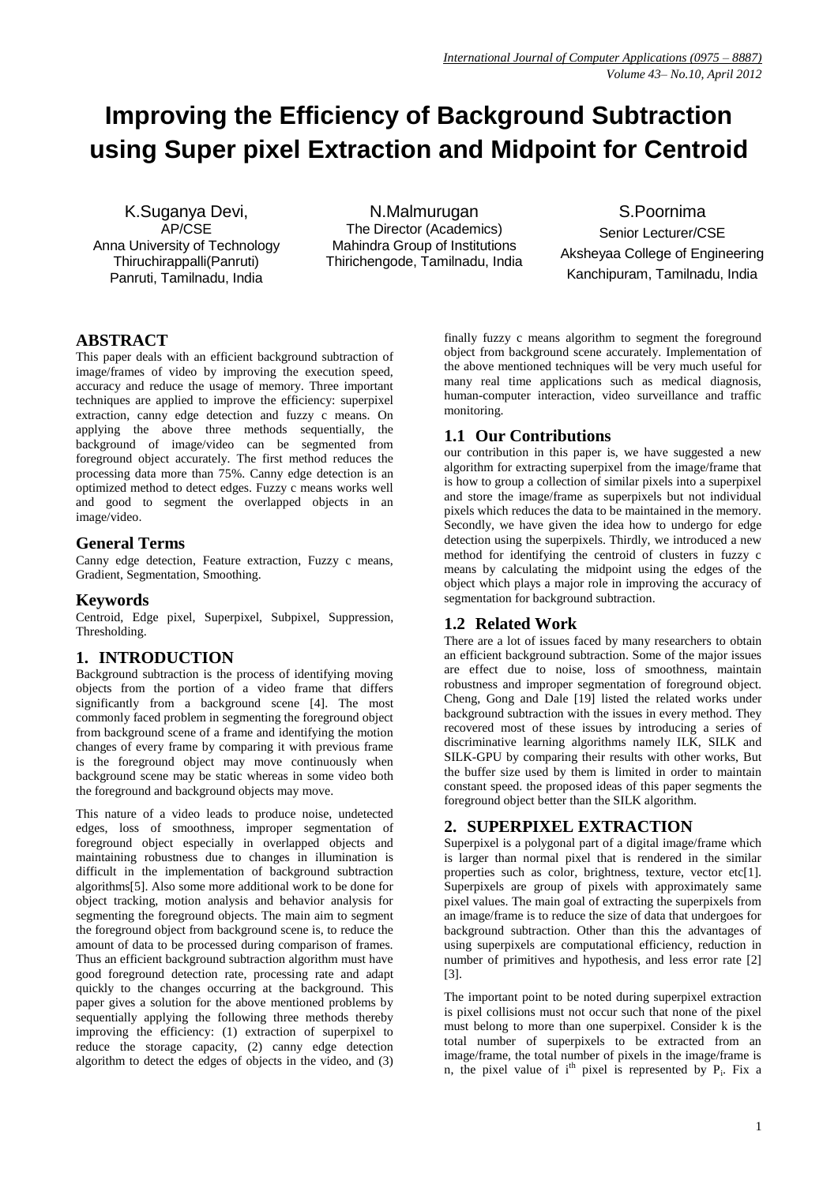# Improving the Efficiency of Background Subtraction using Super pixel Extraction and Midpoint for Centroid

K.Suganya Devi,
AP/CSE
Anna University of Technology Thiruchirappalli(Panruti)
Panruti, Tamilnadu, India

N.Malmurugan
The Director (Academics)
Mahindra Group of Institutions
Thirichengode, Tamilnadu, India

S.Poornima
Senior Lecturer/CSE
Aksheyaa College of Engineering
Kanchipuram, Tamilnadu, India

## ABSTRACT

This paper deals with an efficient background subtraction of image/frames of video by improving the execution speed, accuracy and reduce the usage of memory. Three important techniques are applied to improve the efficiency: superpixel extraction, canny edge detection and fuzzy c means. On applying the above three methods sequentially, the background of image/video can be segmented from foreground object accurately. The first method reduces the processing data more than 75%. Canny edge detection is an optimized method to detect edges. Fuzzy c means works well and good to segment the overlapped objects in an image/video.

## General Terms

Canny edge detection, Feature extraction, Fuzzy c means, Gradient, Segmentation, Smoothing.

## Keywords

Centroid, Edge pixel, Superpixel, Subpixel, Suppression, Thresholding.

## 1. INTRODUCTION

Background subtraction is the process of identifying moving objects from the portion of a video frame that differs significantly from a background scene [4]. The most commonly faced problem in segmenting the foreground object from background scene of a frame and identifying the motion changes of every frame by comparing it with previous frame is the foreground object may move continuously when background scene may be static whereas in some video both the foreground and background objects may move.

This nature of a video leads to produce noise, undetected edges, loss of smoothness, improper segmentation of foreground object especially in overlapped objects and maintaining robustness due to changes in illumination is difficult in the implementation of background subtraction algorithms[5]. Also some more additional work to be done for object tracking, motion analysis and behavior analysis for segmenting the foreground objects. The main aim to segment the foreground object from background scene is, to reduce the amount of data to be processed during comparison of frames. Thus an efficient background subtraction algorithm must have good foreground detection rate, processing rate and adapt quickly to the changes occurring at the background. This paper gives a solution for the above mentioned problems by sequentially applying the following three methods thereby improving the efficiency: (1) extraction of superpixel to reduce the storage capacity, (2) canny edge detection algorithm to detect the edges of objects in the video, and (3) finally fuzzy c means algorithm to segment the foreground object from background scene accurately. Implementation of the above mentioned techniques will be very much useful for many real time applications such as medical diagnosis, human-computer interaction, video surveillance and traffic monitoring.

### 1.1 Our Contributions

our contribution in this paper is, we have suggested a new algorithm for extracting superpixel from the image/frame that is how to group a collection of similar pixels into a superpixel and store the image/frame as superpixels but not individual pixels which reduces the data to be maintained in the memory. Secondly, we have given the idea how to undergo for edge detection using the superpixels. Thirdly, we introduced a new method for identifying the centroid of clusters in fuzzy c means by calculating the midpoint using the edges of the object which plays a major role in improving the accuracy of segmentation for background subtraction.

### 1.2 Related Work

There are a lot of issues faced by many researchers to obtain an efficient background subtraction. Some of the major issues are effect due to noise, loss of smoothness, maintain robustness and improper segmentation of foreground object. Cheng, Gong and Dale [19] listed the related works under background subtraction with the issues in every method. They recovered most of these issues by introducing a series of discriminative learning algorithms namely ILK, SILK and SILK-GPU by comparing their results with other works, But the buffer size used by them is limited in order to maintain constant speed. the proposed ideas of this paper segments the foreground object better than the SILK algorithm.

## 2. SUPERPIXEL EXTRACTION

Superpixel is a polygonal part of a digital image/frame which is larger than normal pixel that is rendered in the similar properties such as color, brightness, texture, vector etc[1]. Superpixels are group of pixels with approximately same pixel values. The main goal of extracting the superpixels from an image/frame is to reduce the size of data that undergoes for background subtraction. Other than this the advantages of using superpixels are computational efficiency, reduction in number of primitives and hypothesis, and less error rate [2] [3].

The important point to be noted during superpixel extraction is pixel collisions must not occur such that none of the pixel must belong to more than one superpixel. Consider k is the total number of superpixels to be extracted from an image/frame, the total number of pixels in the image/frame is n, the pixel value of $i^{th}$ pixel is represented by $P_i$. Fix a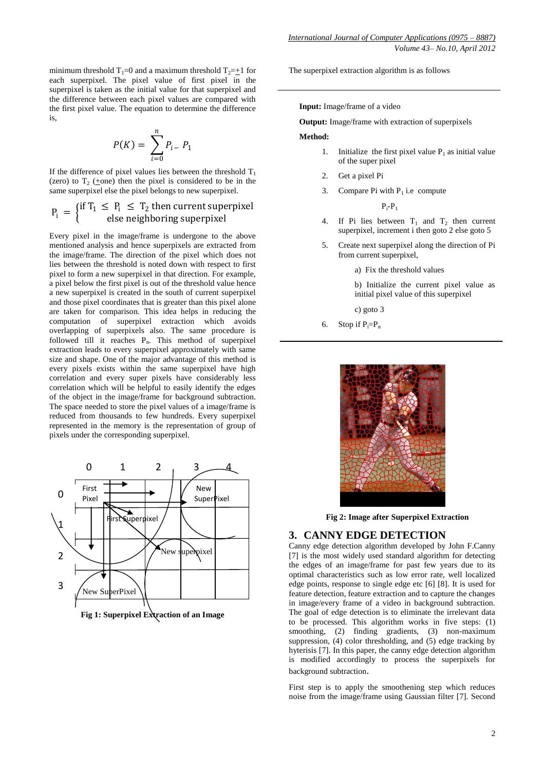minimum threshold $T_1$=0 and a maximum threshold $T_2$=±1 for each superpixel. The pixel value of first pixel in the superpixel is taken as the initial value for that superpixel and the difference between each pixel values are compared with the first pixel value. The equation to determine the difference is,

$$P(K) = \sum_{i=0}^{n} P_i - P_1$$

If the difference of pixel values lies between the threshold $T_1$ (zero) to $T_2$ (±one) then the pixel is considered to be in the same superpixel else the pixel belongs to new superpixel.

$$P_i = \begin{cases} \text{if } T_1 \leq P_i \leq T_2 \text{ then current superpixel} \\ \quad\quad \text{else neighboring superpixel} \end{cases}$$

Every pixel in the image/frame is undergone to the above mentioned analysis and hence superpixels are extracted from the image/frame. The direction of the pixel which does not lies between the threshold is noted down with respect to first pixel to form a new superpixel in that direction. For example, a pixel below the first pixel is out of the threshold value hence a new superpixel is created in the south of current superpixel and those pixel coordinates that is greater than this pixel alone are taken for comparison. This idea helps in reducing the computation of superpixel extraction which avoids overlapping of superpixels also. The same procedure is followed till it reaches $P_n$. This method of superpixel extraction leads to every superpixel approximately with same size and shape. One of the major advantage of this method is every pixels exists within the same superpixel have high correlation and every super pixels have considerably less correlation which will be helpful to easily identify the edges of the object in the image/frame for background subtraction. The space needed to store the pixel values of a image/frame is reduced from thousands to few hundreds. Every superpixel represented in the memory is the representation of group of pixels under the corresponding superpixel.

**Fig 1: Superpixel Extraction of an Image**

The superpixel extraction algorithm is as follows

**Input:** Image/frame of a video

**Output:** Image/frame with extraction of superpixels

**Method:**

1. Initialize the first pixel value $P_1$ as initial value of the super pixel
2. Get a pixel Pi
3. Compare Pi with $P_1$ i.e compute

   $P_i$-$P_1$

4. If Pi lies between $T_1$ and $T_2$ then current superpixel, increment i then goto 2 else goto 5
5. Create next superpixel along the direction of Pi from current superpixel,

   a) Fix the threshold values

   b) Initialize the current pixel value as initial pixel value of this superpixel

   c) goto 3

6. Stop if $P_i$=$P_n$

**Fig 2: Image after Superpixel Extraction**

## 3. CANNY EDGE DETECTION

Canny edge detection algorithm developed by John F.Canny [7] is the most widely used standard algorithm for detecting the edges of an image/frame for past few years due to its optimal characteristics such as low error rate, well localized edge points, response to single edge etc [6] [8]. It is used for feature detection, feature extraction and to capture the changes in image/every frame of a video in background subtraction. The goal of edge detection is to eliminate the irrelevant data to be processed. This algorithm works in five steps: (1) smoothing, (2) finding gradients, (3) non-maximum suppression, (4) color thresholding, and (5) edge tracking by hyterisis [7]. In this paper, the canny edge detection algorithm is modified accordingly to process the superpixels for background subtraction.

First step is to apply the smoothening step which reduces noise from the image/frame using Gaussian filter [7]. Second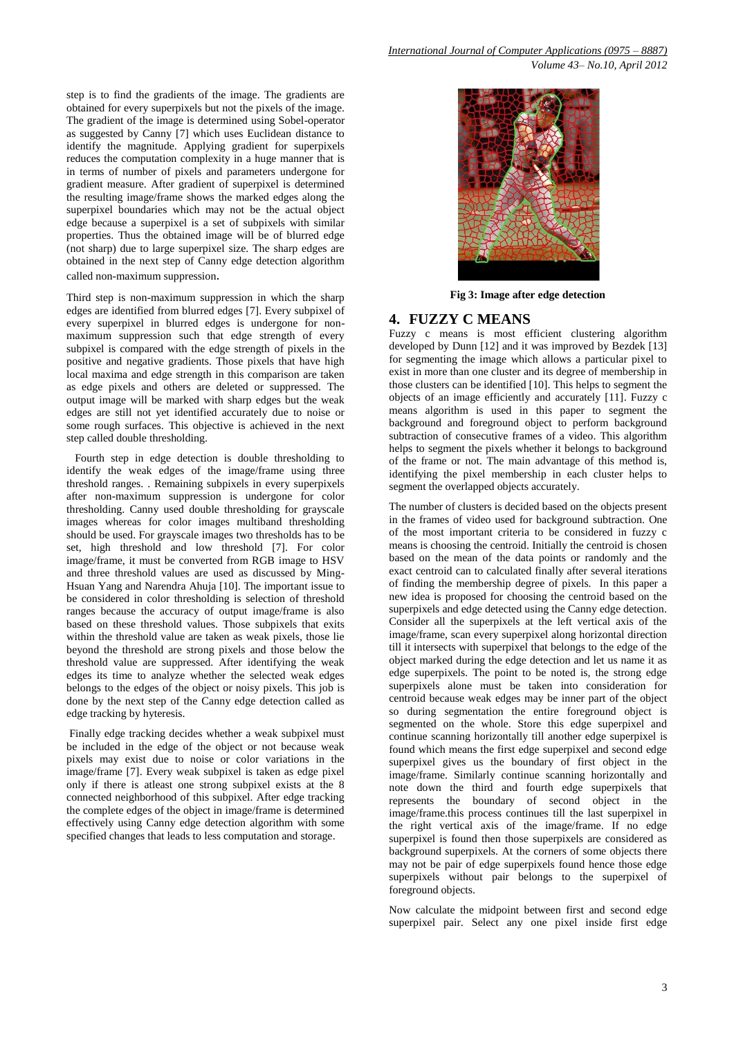step is to find the gradients of the image. The gradients are obtained for every superpixels but not the pixels of the image. The gradient of the image is determined using Sobel-operator as suggested by Canny [7] which uses Euclidean distance to identify the magnitude. Applying gradient for superpixels reduces the computation complexity in a huge manner that is in terms of number of pixels and parameters undergone for gradient measure. After gradient of superpixel is determined the resulting image/frame shows the marked edges along the superpixel boundaries which may not be the actual object edge because a superpixel is a set of subpixels with similar properties. Thus the obtained image will be of blurred edge (not sharp) due to large superpixel size. The sharp edges are obtained in the next step of Canny edge detection algorithm called non-maximum suppression.

Third step is non-maximum suppression in which the sharp edges are identified from blurred edges [7]. Every subpixel of every superpixel in blurred edges is undergone for non-maximum suppression such that edge strength of every subpixel is compared with the edge strength of pixels in the positive and negative gradients. Those pixels that have high local maxima and edge strength in this comparison are taken as edge pixels and others are deleted or suppressed. The output image will be marked with sharp edges but the weak edges are still not yet identified accurately due to noise or some rough surfaces. This objective is achieved in the next step called double thresholding.

Fourth step in edge detection is double thresholding to identify the weak edges of the image/frame using three threshold ranges. . Remaining subpixels in every superpixels after non-maximum suppression is undergone for color thresholding. Canny used double thresholding for grayscale images whereas for color images multiband thresholding should be used. For grayscale images two thresholds has to be set, high threshold and low threshold [7]. For color image/frame, it must be converted from RGB image to HSV and three threshold values are used as discussed by Ming-Hsuan Yang and Narendra Ahuja [10]. The important issue to be considered in color thresholding is selection of threshold ranges because the accuracy of output image/frame is also based on these threshold values. Those subpixels that exits within the threshold value are taken as weak pixels, those lie beyond the threshold are strong pixels and those below the threshold value are suppressed. After identifying the weak edges its time to analyze whether the selected weak edges belongs to the edges of the object or noisy pixels. This job is done by the next step of the Canny edge detection called as edge tracking by hyteresis.

Finally edge tracking decides whether a weak subpixel must be included in the edge of the object or not because weak pixels may exist due to noise or color variations in the image/frame [7]. Every weak subpixel is taken as edge pixel only if there is atleast one strong subpixel exists at the 8 connected neighborhood of this subpixel. After edge tracking the complete edges of the object in image/frame is determined effectively using Canny edge detection algorithm with some specified changes that leads to less computation and storage.

**Fig 3: Image after edge detection**

## 4. FUZZY C MEANS

Fuzzy c means is most efficient clustering algorithm developed by Dunn [12] and it was improved by Bezdek [13] for segmenting the image which allows a particular pixel to exist in more than one cluster and its degree of membership in those clusters can be identified [10]. This helps to segment the objects of an image efficiently and accurately [11]. Fuzzy c means algorithm is used in this paper to segment the background and foreground object to perform background subtraction of consecutive frames of a video. This algorithm helps to segment the pixels whether it belongs to background of the frame or not. The main advantage of this method is, identifying the pixel membership in each cluster helps to segment the overlapped objects accurately.

The number of clusters is decided based on the objects present in the frames of video used for background subtraction. One of the most important criteria to be considered in fuzzy c means is choosing the centroid. Initially the centroid is chosen based on the mean of the data points or randomly and the exact centroid can to calculated finally after several iterations of finding the membership degree of pixels. In this paper a new idea is proposed for choosing the centroid based on the superpixels and edge detected using the Canny edge detection. Consider all the superpixels at the left vertical axis of the image/frame, scan every superpixel along horizontal direction till it intersects with superpixel that belongs to the edge of the object marked during the edge detection and let us name it as edge superpixels. The point to be noted is, the strong edge superpixels alone must be taken into consideration for centroid because weak edges may be inner part of the object so during segmentation the entire foreground object is segmented on the whole. Store this edge superpixel and continue scanning horizontally till another edge superpixel is found which means the first edge superpixel and second edge superpixel gives us the boundary of first object in the image/frame. Similarly continue scanning horizontally and note down the third and fourth edge superpixels that represents the boundary of second object in the image/frame.this process continues till the last superpixel in the right vertical axis of the image/frame. If no edge superpixel is found then those superpixels are considered as background superpixels. At the corners of some objects there may not be pair of edge superpixels found hence those edge superpixels without pair belongs to the superpixel of foreground objects.

Now calculate the midpoint between first and second edge superpixel pair. Select any one pixel inside first edge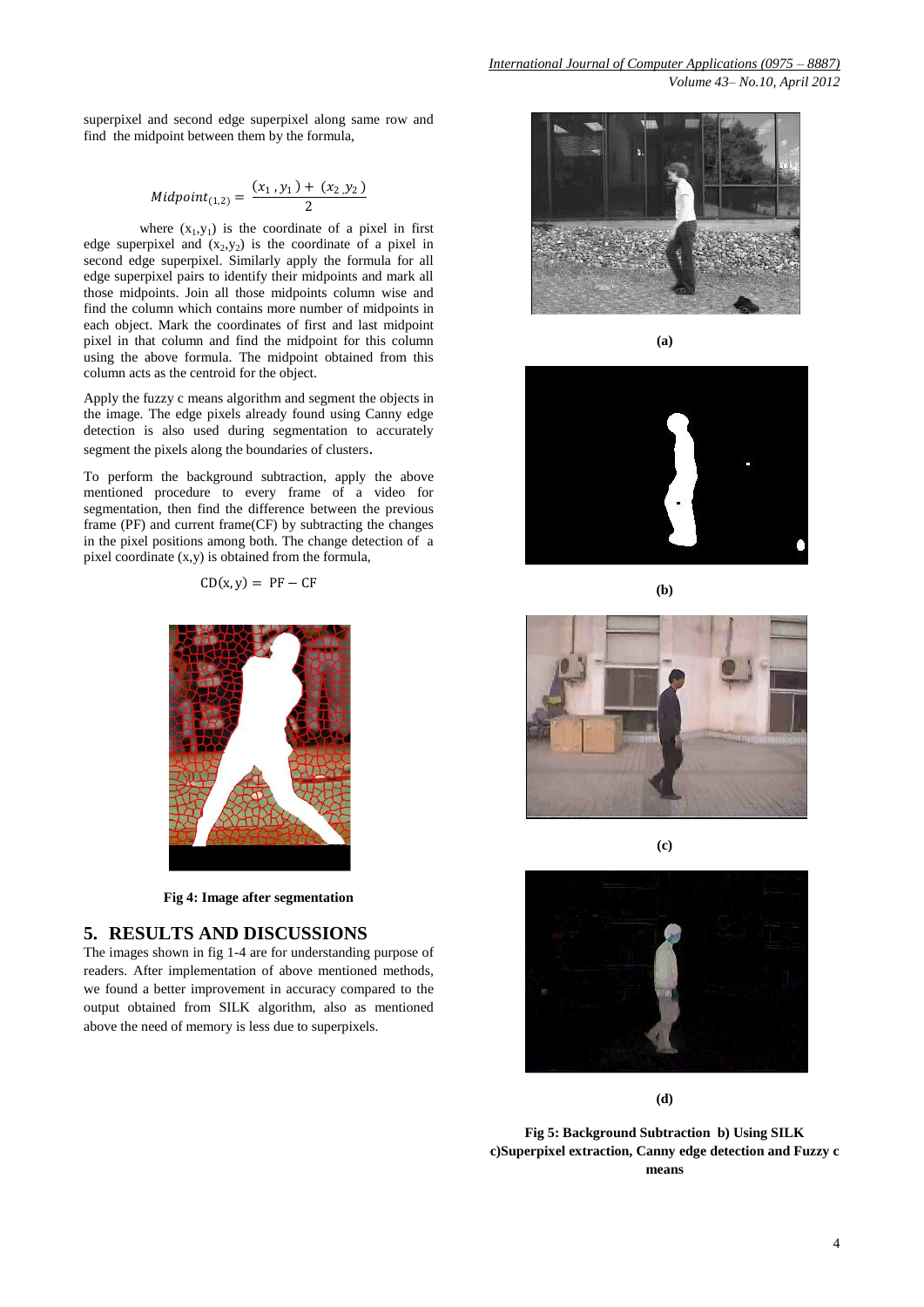superpixel and second edge superpixel along same row and find the midpoint between them by the formula,

$$Midpoint_{(1,2)} = \frac{(x_1, y_1) + (x_2, y_2)}{2}$$

where $(x_1,y_1)$ is the coordinate of a pixel in first edge superpixel and $(x_2,y_2)$ is the coordinate of a pixel in second edge superpixel. Similarly apply the formula for all edge superpixel pairs to identify their midpoints and mark all those midpoints. Join all those midpoints column wise and find the column which contains more number of midpoints in each object. Mark the coordinates of first and last midpoint pixel in that column and find the midpoint for this column using the above formula. The midpoint obtained from this column acts as the centroid for the object.

Apply the fuzzy c means algorithm and segment the objects in the image. The edge pixels already found using Canny edge detection is also used during segmentation to accurately segment the pixels along the boundaries of clusters.

To perform the background subtraction, apply the above mentioned procedure to every frame of a video for segmentation, then find the difference between the previous frame (PF) and current frame(CF) by subtracting the changes in the pixel positions among both. The change detection of a pixel coordinate (x,y) is obtained from the formula,

$$\mathrm{CD}(x, y) = \mathrm{PF} - \mathrm{CF}$$

**Fig 4: Image after segmentation**

## 5. RESULTS AND DISCUSSIONS

The images shown in fig 1-4 are for understanding purpose of readers. After implementation of above mentioned methods, we found a better improvement in accuracy compared to the output obtained from SILK algorithm, also as mentioned above the need of memory is less due to superpixels.

**(a)**

**(b)**

**(c)**

**(d)**

**Fig 5: Background Subtraction b) Using SILK c)Superpixel extraction, Canny edge detection and Fuzzy c means**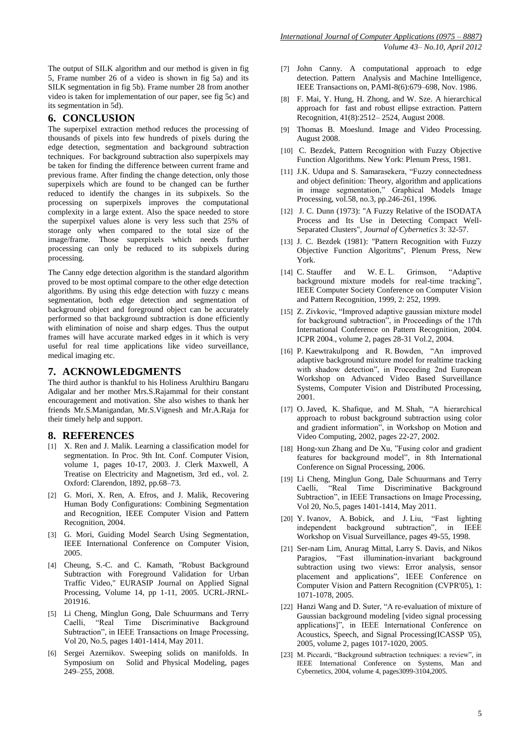The output of SILK algorithm and our method is given in fig 5, Frame number 26 of a video is shown in fig 5a) and its SILK segmentation in fig 5b). Frame number 28 from another video is taken for implementation of our paper, see fig 5c) and its segmentation in 5d).

## 6. CONCLUSION

The superpixel extraction method reduces the processing of thousands of pixels into few hundreds of pixels during the edge detection, segmentation and background subtraction techniques. For background subtraction also superpixels may be taken for finding the difference between current frame and previous frame. After finding the change detection, only those superpixels which are found to be changed can be further reduced to identify the changes in its subpixels. So the processing on superpixels improves the computational complexity in a large extent. Also the space needed to store the superpixel values alone is very less such that 25% of storage only when compared to the total size of the image/frame. Those superpixels which needs further processing can only be reduced to its subpixels during processing.

The Canny edge detection algorithm is the standard algorithm proved to be most optimal compare to the other edge detection algorithms. By using this edge detection with fuzzy c means segmentation, both edge detection and segmentation of background object and foreground object can be accurately performed so that background subtraction is done efficiently with elimination of noise and sharp edges. Thus the output frames will have accurate marked edges in it which is very useful for real time applications like video surveillance, medical imaging etc.

## 7. ACKNOWLEDGMENTS

The third author is thankful to his Holiness Arulthiru Bangaru Adigalar and her mother Mrs.S.Rajammal for their constant encouragement and motivation. She also wishes to thank her friends Mr.S.Manigandan, Mr.S.Vignesh and Mr.A.Raja for their timely help and support.

## 8. REFERENCES

[1] X. Ren and J. Malik. Learning a classification model for segmentation. In Proc. 9th Int. Conf. Computer Vision, volume 1, pages 10-17, 2003. J. Clerk Maxwell, A Treatise on Electricity and Magnetism, 3rd ed., vol. 2. Oxford: Clarendon, 1892, pp.68–73.

[2] G. Mori, X. Ren, A. Efros, and J. Malik, Recovering Human Body Configurations: Combining Segmentation and Recognition, IEEE Computer Vision and Pattern Recognition, 2004.

[3] G. Mori, Guiding Model Search Using Segmentation, IEEE International Conference on Computer Vision, 2005.

[4] Cheung, S.-C. and C. Kamath, "Robust Background Subtraction with Foreground Validation for Urban Traffic Video," EURASIP Journal on Applied Signal Processing, Volume 14, pp 1-11, 2005. UCRL-JRNL-201916.

[5] Li Cheng, Minglun Gong, Dale Schuurmans and Terry Caelli, "Real Time Discriminative Background Subtraction", in IEEE Transactions on Image Processing, Vol 20, No.5, pages 1401-1414, May 2011.

[6] Sergei Azernikov. Sweeping solids on manifolds. In Symposium on Solid and Physical Modeling, pages 249–255, 2008.

[7] John Canny. A computational approach to edge detection. Pattern Analysis and Machine Intelligence, IEEE Transactions on, PAMI-8(6):679–698, Nov. 1986.

[8] F. Mai, Y. Hung, H. Zhong, and W. Sze. A hierarchical approach for fast and robust ellipse extraction. Pattern Recognition, 41(8):2512– 2524, August 2008.

[9] Thomas B. Moeslund. Image and Video Processing. August 2008.

[10] C. Bezdek, Pattern Recognition with Fuzzy Objective Function Algorithms. New York: Plenum Press, 1981.

[11] J.K. Udupa and S. Samarasekera, "Fuzzy connectedness and object definition: Theory, algorithm and applications in image segmentation," Graphical Models Image Processing, vol.58, no.3, pp.246-261, 1996.

[12] J. C. Dunn (1973): "A Fuzzy Relative of the ISODATA Process and Its Use in Detecting Compact Well-Separated Clusters", *Journal of Cybernetics* 3: 32-57.

[13] J. C. Bezdek (1981): "Pattern Recognition with Fuzzy Objective Function Algoritms", Plenum Press, New York.

[14] C. Stauffer and W. E. L. Grimson, "Adaptive background mixture models for real-time tracking", IEEE Computer Society Conference on Computer Vision and Pattern Recognition, 1999, 2: 252, 1999.

[15] Z. Zivkovic, "Improved adaptive gaussian mixture model for background subtraction", in Proceedings of the 17th International Conference on Pattern Recognition, 2004. ICPR 2004., volume 2, pages 28-31 Vol.2, 2004.

[16] P. Kaewtrakulpong and R. Bowden, "An improved adaptive background mixture model for realtime tracking with shadow detection", in Proceeding 2nd European Workshop on Advanced Video Based Surveillance Systems, Computer Vision and Distributed Processing, 2001.

[17] O. Javed, K. Shafique, and M. Shah, "A hierarchical approach to robust background subtraction using color and gradient information", in Workshop on Motion and Video Computing, 2002, pages 22-27, 2002.

[18] Hong-xun Zhang and De Xu, "Fusing color and gradient features for background model", in 8th International Conference on Signal Processing, 2006.

[19] Li Cheng, Minglun Gong, Dale Schuurmans and Terry Caelli, "Real Time Discriminative Background Subtraction", in IEEE Transactions on Image Processing, Vol 20, No.5, pages 1401-1414, May 2011.

[20] Y. Ivanov, A. Bobick, and J. Liu, "Fast lighting independent background subtraction", in IEEE Workshop on Visual Surveillance, pages 49-55, 1998.

[21] Ser-nam Lim, Anurag Mittal, Larry S. Davis, and Nikos Paragios, "Fast illumination-invariant background subtraction using two views: Error analysis, sensor placement and applications", IEEE Conference on Computer Vision and Pattern Recognition (CVPR'05), 1: 1071-1078, 2005.

[22] Hanzi Wang and D. Suter, "A re-evaluation of mixture of Gaussian background modeling [video signal processing applications]", in IEEE International Conference on Acoustics, Speech, and Signal Processing(ICASSP '05), 2005, volume 2, pages 1017-1020, 2005.

[23] M. Piccardi, "Background subtraction techniques: a review", in IEEE International Conference on Systems, Man and Cybernetics, 2004, volume 4, pages3099-3104,2005.